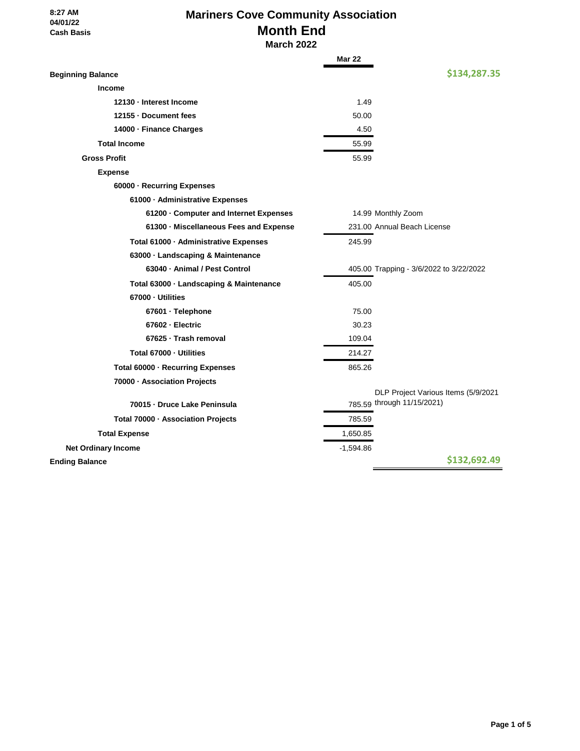8:27 AM
04/01/22
Cash Basis

# Mariners Cove Community Association
## Month End
### March 2022

| | Mar 22 | |
|---|---|---|
| **Beginning Balance** | | **$134,287.35** |
| **Income** | | |
| **12130 · Interest Income** | 1.49 | |
| **12155 · Document fees** | 50.00 | |
| **14000 · Finance Charges** | 4.50 | |
| **Total Income** | 55.99 | |
| **Gross Profit** | 55.99 | |
| **Expense** | | |
| **60000 · Recurring Expenses** | | |
| **61000 · Administrative Expenses** | | |
| **61200 · Computer and Internet Expenses** | 14.99 | Monthly Zoom |
| **61300 · Miscellaneous Fees and Expense** | 231.00 | Annual Beach License |
| **Total 61000 · Administrative Expenses** | 245.99 | |
| **63000 · Landscaping & Maintenance** | | |
| **63040 · Animal / Pest Control** | 405.00 | Trapping - 3/6/2022 to 3/22/2022 |
| **Total 63000 · Landscaping & Maintenance** | 405.00 | |
| **67000 · Utilities** | | |
| **67601 · Telephone** | 75.00 | |
| **67602 · Electric** | 30.23 | |
| **67625 · Trash removal** | 109.04 | |
| **Total 67000 · Utilities** | 214.27 | |
| **Total 60000 · Recurring Expenses** | 865.26 | |
| **70000 · Association Projects** | | |
| **70015 · Druce Lake Peninsula** | 785.59 | DLP Project Various Items (5/9/2021 through 11/15/2021) |
| **Total 70000 · Association Projects** | 785.59 | |
| **Total Expense** | 1,650.85 | |
| **Net Ordinary Income** | -1,594.86 | |
| **Ending Balance** | | **$132,692.49** |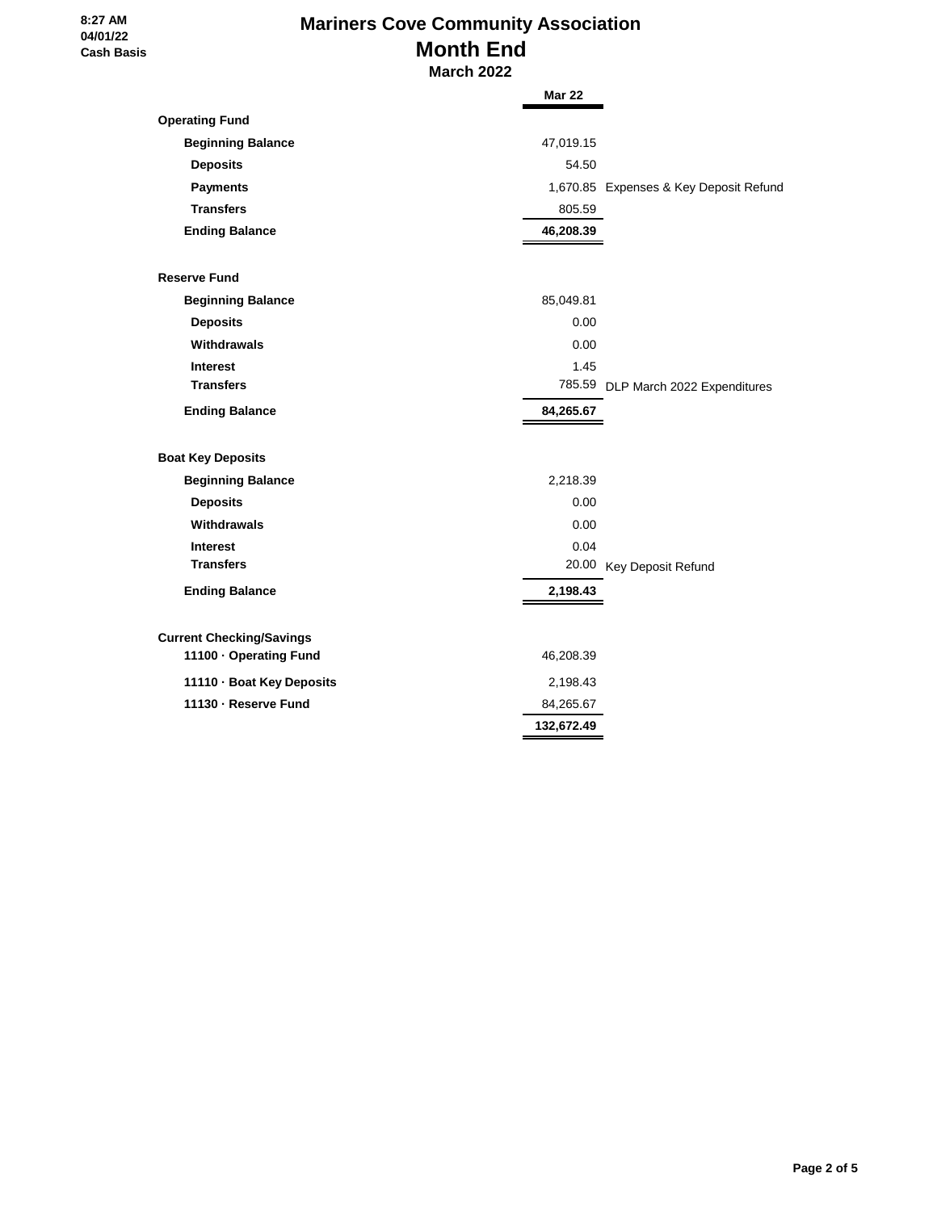8:27 AM
04/01/22
Cash Basis

# Mariners Cove Community Association
## Month End
### March 2022

| | Mar 22 | |
|---|---|---|
| **Operating Fund** | | |
| **Beginning Balance** | 47,019.15 | |
| **Deposits** | 54.50 | |
| **Payments** | 1,670.85 | Expenses & Key Deposit Refund |
| **Transfers** | 805.59 | |
| **Ending Balance** | **46,208.39** | |
| | | |
| **Reserve Fund** | | |
| **Beginning Balance** | 85,049.81 | |
| **Deposits** | 0.00 | |
| **Withdrawals** | 0.00 | |
| **Interest** | 1.45 | |
| **Transfers** | 785.59 | DLP March 2022 Expenditures |
| **Ending Balance** | **84,265.67** | |
| | | |
| **Boat Key Deposits** | | |
| **Beginning Balance** | 2,218.39 | |
| **Deposits** | 0.00 | |
| **Withdrawals** | 0.00 | |
| **Interest** | 0.04 | |
| **Transfers** | 20.00 | Key Deposit Refund |
| **Ending Balance** | **2,198.43** | |
| | | |
| **Current Checking/Savings** | | |
| **11100 · Operating Fund** | 46,208.39 | |
| **11110 · Boat Key Deposits** | 2,198.43 | |
| **11130 · Reserve Fund** | 84,265.67 | |
| | **132,672.49** | |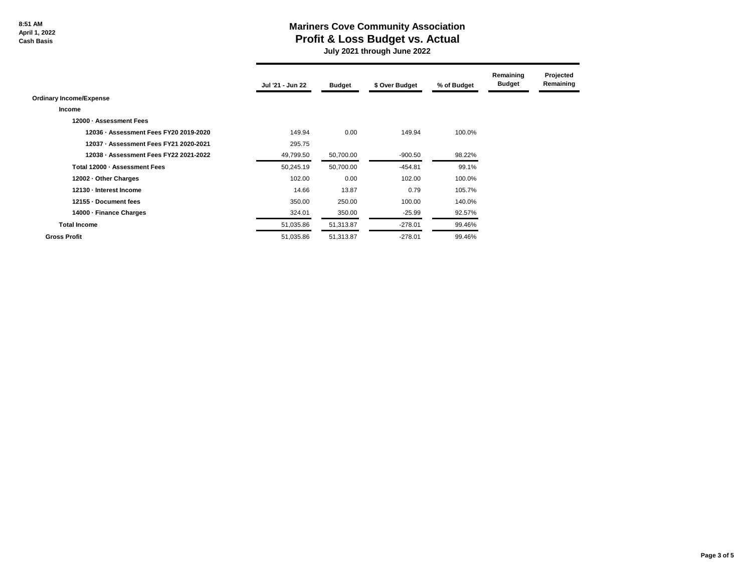8:51 AM
April 1, 2022
Cash Basis

# Mariners Cove Community Association
## Profit & Loss Budget vs. Actual
### July 2021 through June 2022

| | Jul '21 - Jun 22 | Budget | $ Over Budget | % of Budget | Remaining Budget | Projected Remaining |
|---|---|---|---|---|---|---|
| **Ordinary Income/Expense** | | | | | | |
| **Income** | | | | | | |
| **12000 · Assessment Fees** | | | | | | |
| **12036 · Assessment Fees FY20 2019-2020** | 149.94 | 0.00 | 149.94 | 100.0% | | |
| **12037 · Assessment Fees FY21 2020-2021** | 295.75 | | | | | |
| **12038 · Assessment Fees FY22 2021-2022** | 49,799.50 | 50,700.00 | -900.50 | 98.22% | | |
| **Total 12000 · Assessment Fees** | 50,245.19 | 50,700.00 | -454.81 | 99.1% | | |
| **12002 · Other Charges** | 102.00 | 0.00 | 102.00 | 100.0% | | |
| **12130 · Interest Income** | 14.66 | 13.87 | 0.79 | 105.7% | | |
| **12155 · Document fees** | 350.00 | 250.00 | 100.00 | 140.0% | | |
| **14000 · Finance Charges** | 324.01 | 350.00 | -25.99 | 92.57% | | |
| **Total Income** | 51,035.86 | 51,313.87 | -278.01 | 99.46% | | |
| **Gross Profit** | 51,035.86 | 51,313.87 | -278.01 | 99.46% | | |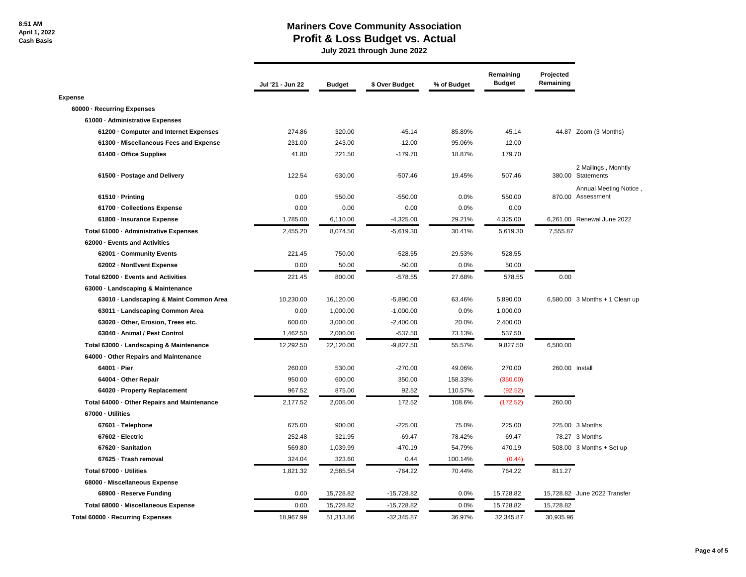8:51 AM
April 1, 2022
Cash Basis

# Mariners Cove Community Association
## Profit & Loss Budget vs. Actual
### July 2021 through June 2022

| | Jul '21 - Jun 22 | Budget | $ Over Budget | % of Budget | Remaining Budget | Projected Remaining | |
|---|---|---|---|---|---|---|---|
| **Expense** | | | | | | | |
| **60000 · Recurring Expenses** | | | | | | | |
| **61000 · Administrative Expenses** | | | | | | | |
| **61200 · Computer and Internet Expenses** | 274.86 | 320.00 | -45.14 | 85.89% | 45.14 | 44.87 | Zoom (3 Months) |
| **61300 · Miscellaneous Fees and Expense** | 231.00 | 243.00 | -12.00 | 95.06% | 12.00 | | |
| **61400 · Office Supplies** | 41.80 | 221.50 | -179.70 | 18.87% | 179.70 | | |
| **61500 · Postage and Delivery** | 122.54 | 630.00 | -507.46 | 19.45% | 507.46 | 380.00 | 2 Mailings , Monhtly Statements |
| **61510 · Printing** | 0.00 | 550.00 | -550.00 | 0.0% | 550.00 | 870.00 | Annual Meeting Notice , Assessment |
| **61700 · Collections Expense** | 0.00 | 0.00 | 0.00 | 0.0% | 0.00 | | |
| **61800 · Insurance Expense** | 1,785.00 | 6,110.00 | -4,325.00 | 29.21% | 4,325.00 | 6,261.00 | Renewal June 2022 |
| **Total 61000 · Administrative Expenses** | 2,455.20 | 8,074.50 | -5,619.30 | 30.41% | 5,619.30 | 7,555.87 | |
| **62000 · Events and Activities** | | | | | | | |
| **62001 · Community Events** | 221.45 | 750.00 | -528.55 | 29.53% | 528.55 | | |
| **62002 · NonEvent Expense** | 0.00 | 50.00 | -50.00 | 0.0% | 50.00 | | |
| **Total 62000 · Events and Activities** | 221.45 | 800.00 | -578.55 | 27.68% | 578.55 | 0.00 | |
| **63000 · Landscaping & Maintenance** | | | | | | | |
| **63010 · Landscaping & Maint Common Area** | 10,230.00 | 16,120.00 | -5,890.00 | 63.46% | 5,890.00 | 6,580.00 | 3 Months + 1 Clean up |
| **63011 · Landscaping Common Area** | 0.00 | 1,000.00 | -1,000.00 | 0.0% | 1,000.00 | | |
| **63020 · Other, Erosion, Trees etc.** | 600.00 | 3,000.00 | -2,400.00 | 20.0% | 2,400.00 | | |
| **63040 · Animal / Pest Control** | 1,462.50 | 2,000.00 | -537.50 | 73.13% | 537.50 | | |
| **Total 63000 · Landscaping & Maintenance** | 12,292.50 | 22,120.00 | -9,827.50 | 55.57% | 9,827.50 | 6,580.00 | |
| **64000 · Other Repairs and Maintenance** | | | | | | | |
| **64001 · Pier** | 260.00 | 530.00 | -270.00 | 49.06% | 270.00 | 260.00 | Install |
| **64004 · Other Repair** | 950.00 | 600.00 | 350.00 | 158.33% | (350.00) | | |
| **64020 · Property Replacement** | 967.52 | 875.00 | 92.52 | 110.57% | (92.52) | | |
| **Total 64000 · Other Repairs and Maintenance** | 2,177.52 | 2,005.00 | 172.52 | 108.6% | (172.52) | 260.00 | |
| **67000 · Utilities** | | | | | | | |
| **67601 · Telephone** | 675.00 | 900.00 | -225.00 | 75.0% | 225.00 | 225.00 | 3 Months |
| **67602 · Electric** | 252.48 | 321.95 | -69.47 | 78.42% | 69.47 | 78.27 | 3 Months |
| **67620 · Sanitation** | 569.80 | 1,039.99 | -470.19 | 54.79% | 470.19 | 508.00 | 3 Months + Set up |
| **67625 · Trash removal** | 324.04 | 323.60 | 0.44 | 100.14% | (0.44) | | |
| **Total 67000 · Utilities** | 1,821.32 | 2,585.54 | -764.22 | 70.44% | 764.22 | 811.27 | |
| **68000 · Miscellaneous Expense** | | | | | | | |
| **68900 · Reserve Funding** | 0.00 | 15,728.82 | -15,728.82 | 0.0% | 15,728.82 | 15,728.82 | June 2022 Transfer |
| **Total 68000 · Miscellaneous Expense** | 0.00 | 15,728.82 | -15,728.82 | 0.0% | 15,728.82 | 15,728.82 | |
| **Total 60000 · Recurring Expenses** | 18,967.99 | 51,313.86 | -32,345.87 | 36.97% | 32,345.87 | 30,935.96 | |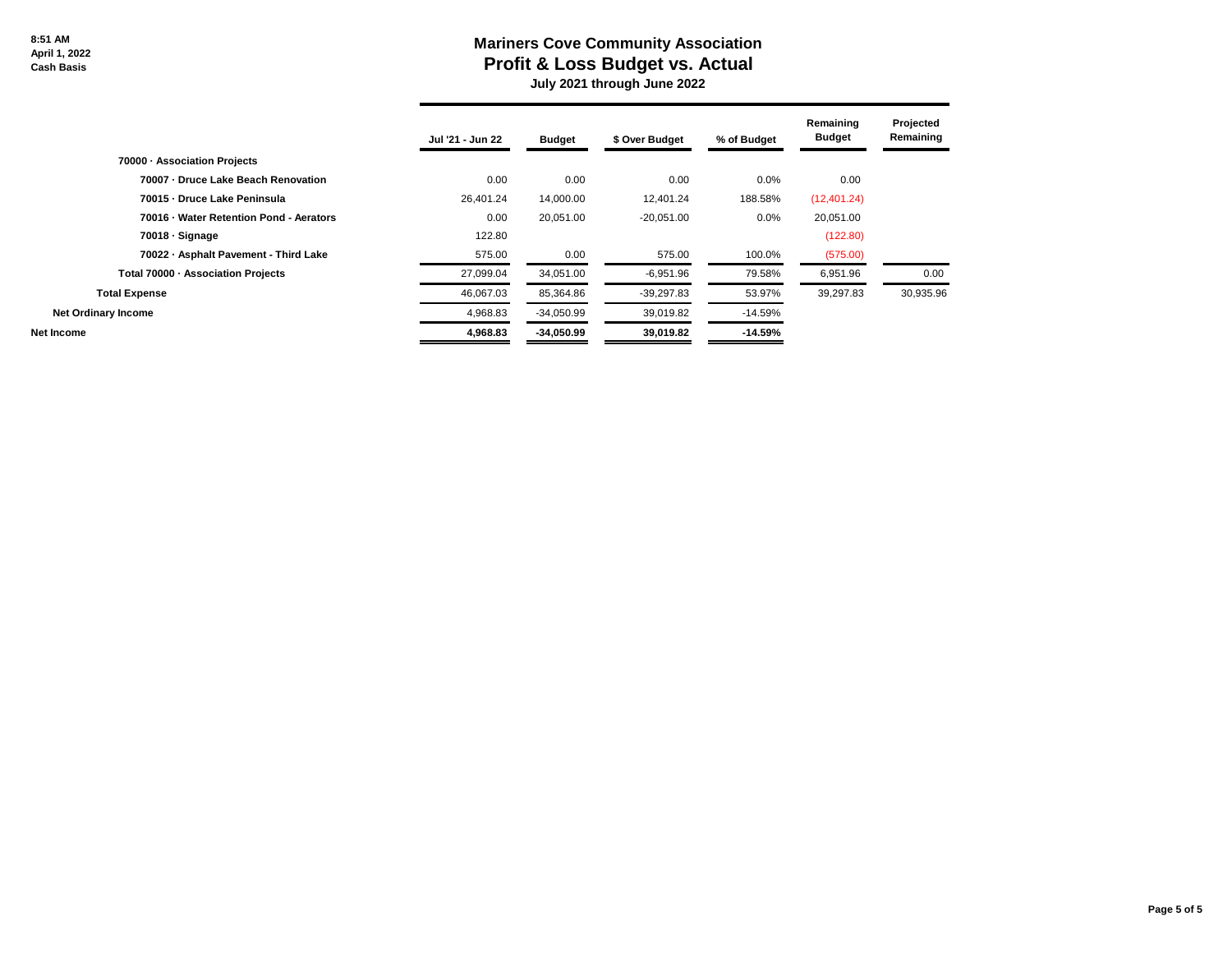8:51 AM
April 1, 2022
Cash Basis

# Mariners Cove Community Association
## Profit & Loss Budget vs. Actual
### July 2021 through June 2022

| | Jul '21 - Jun 22 | Budget | $ Over Budget | % of Budget | Remaining Budget | Projected Remaining |
|---|---|---|---|---|---|---|
| **70000 · Association Projects** | | | | | | |
| **70007 · Druce Lake Beach Renovation** | 0.00 | 0.00 | 0.00 | 0.0% | 0.00 | |
| **70015 · Druce Lake Peninsula** | 26,401.24 | 14,000.00 | 12,401.24 | 188.58% | (12,401.24) | |
| **70016 · Water Retention Pond - Aerators** | 0.00 | 20,051.00 | -20,051.00 | 0.0% | 20,051.00 | |
| **70018 · Signage** | 122.80 | | | | (122.80) | |
| **70022 · Asphalt Pavement - Third Lake** | 575.00 | 0.00 | 575.00 | 100.0% | (575.00) | |
| **Total 70000 · Association Projects** | 27,099.04 | 34,051.00 | -6,951.96 | 79.58% | 6,951.96 | 0.00 |
| **Total Expense** | 46,067.03 | 85,364.86 | -39,297.83 | 53.97% | 39,297.83 | 30,935.96 |
| **Net Ordinary Income** | 4,968.83 | -34,050.99 | 39,019.82 | -14.59% | | |
| **Net Income** | **4,968.83** | **-34,050.99** | **39,019.82** | **-14.59%** | | |